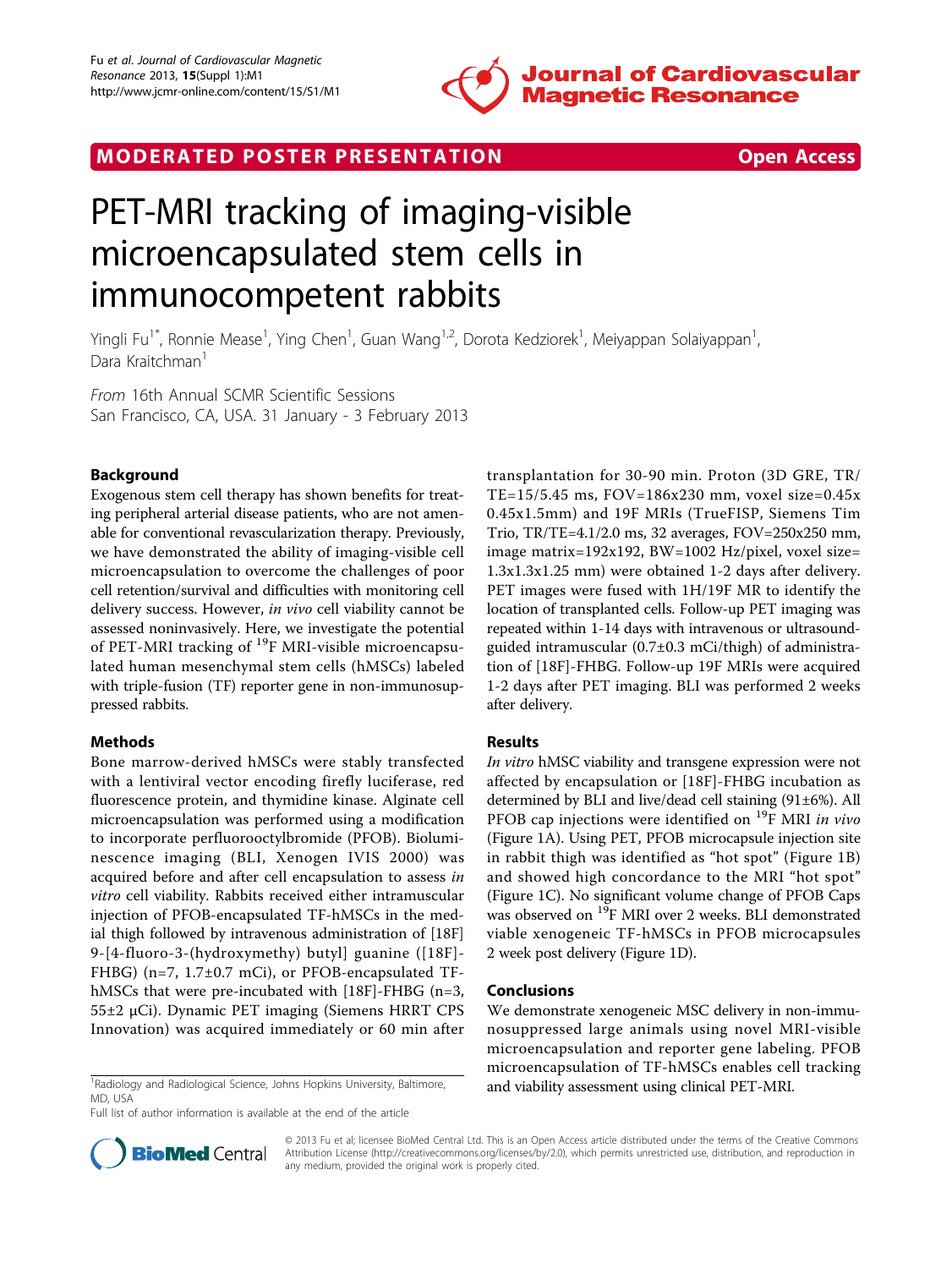MODERATED POSTER PRESENTATION **Open Access**

# PET-MRI tracking of imaging-visible microencapsulated stem cells in immunocompetent rabbits

Yingli Fu[1*], Ronnie Mease[1], Ying Chen[1], Guan Wang[1,2], Dorota Kedziorek[1], Meiyappan Solaiyappan[1], Dara Kraitchman[1]

*From* 16th Annual SCMR Scientific Sessions
San Francisco, CA, USA. 31 January - 3 February 2013

## Background

Exogenous stem cell therapy has shown benefits for treating peripheral arterial disease patients, who are not amenable for conventional revascularization therapy. Previously, we have demonstrated the ability of imaging-visible cell microencapsulation to overcome the challenges of poor cell retention/survival and difficulties with monitoring cell delivery success. However, *in vivo* cell viability cannot be assessed noninvasively. Here, we investigate the potential of PET-MRI tracking of $^{19}$F MRI-visible microencapsulated human mesenchymal stem cells (hMSCs) labeled with triple-fusion (TF) reporter gene in non-immunosuppressed rabbits.

## Methods

Bone marrow-derived hMSCs were stably transfected with a lentiviral vector encoding firefly luciferase, red fluorescence protein, and thymidine kinase. Alginate cell microencapsulation was performed using a modification to incorporate perfluorooctylbromide (PFOB). Bioluminescence imaging (BLI, Xenogen IVIS 2000) was acquired before and after cell encapsulation to assess *in vitro* cell viability. Rabbits received either intramuscular injection of PFOB-encapsulated TF-hMSCs in the medial thigh followed by intravenous administration of [18F] 9-[4-fluoro-3-(hydroxymethy) butyl] guanine ([18F]-FHBG) (n=7, 1.7±0.7 mCi), or PFOB-encapsulated TF-hMSCs that were pre-incubated with [18F]-FHBG (n=3, 55±2 μCi). Dynamic PET imaging (Siemens HRRT CPS Innovation) was acquired immediately or 60 min after transplantation for 30-90 min. Proton (3D GRE, TR/TE=15/5.45 ms, FOV=186x230 mm, voxel size=0.45x 0.45x1.5mm) and 19F MRIs (TrueFISP, Siemens Tim Trio, TR/TE=4.1/2.0 ms, 32 averages, FOV=250x250 mm, image matrix=192x192, BW=1002 Hz/pixel, voxel size= 1.3x1.3x1.25 mm) were obtained 1-2 days after delivery. PET images were fused with 1H/19F MR to identify the location of transplanted cells. Follow-up PET imaging was repeated within 1-14 days with intravenous or ultrasound-guided intramuscular (0.7±0.3 mCi/thigh) of administration of [18F]-FHBG. Follow-up 19F MRIs were acquired 1-2 days after PET imaging. BLI was performed 2 weeks after delivery.

## Results

*In vitro* hMSC viability and transgene expression were not affected by encapsulation or [18F]-FHBG incubation as determined by BLI and live/dead cell staining (91±6%). All PFOB cap injections were identified on $^{19}$F MRI *in vivo* (Figure 1A). Using PET, PFOB microcapsule injection site in rabbit thigh was identified as "hot spot" (Figure 1B) and showed high concordance to the MRI "hot spot" (Figure 1C). No significant volume change of PFOB Caps was observed on $^{19}$F MRI over 2 weeks. BLI demonstrated viable xenogeneic TF-hMSCs in PFOB microcapsules 2 week post delivery (Figure 1D).

## Conclusions

We demonstrate xenogeneic MSC delivery in non-immunosuppressed large animals using novel MRI-visible microencapsulation and reporter gene labeling. PFOB microencapsulation of TF-hMSCs enables cell tracking and viability assessment using clinical PET-MRI.

[1]Radiology and Radiological Science, Johns Hopkins University, Baltimore, MD, USA
Full list of author information is available at the end of the article

© 2013 Fu et al; licensee BioMed Central Ltd. This is an Open Access article distributed under the terms of the Creative Commons Attribution License (http://creativecommons.org/licenses/by/2.0), which permits unrestricted use, distribution, and reproduction in any medium, provided the original work is properly cited.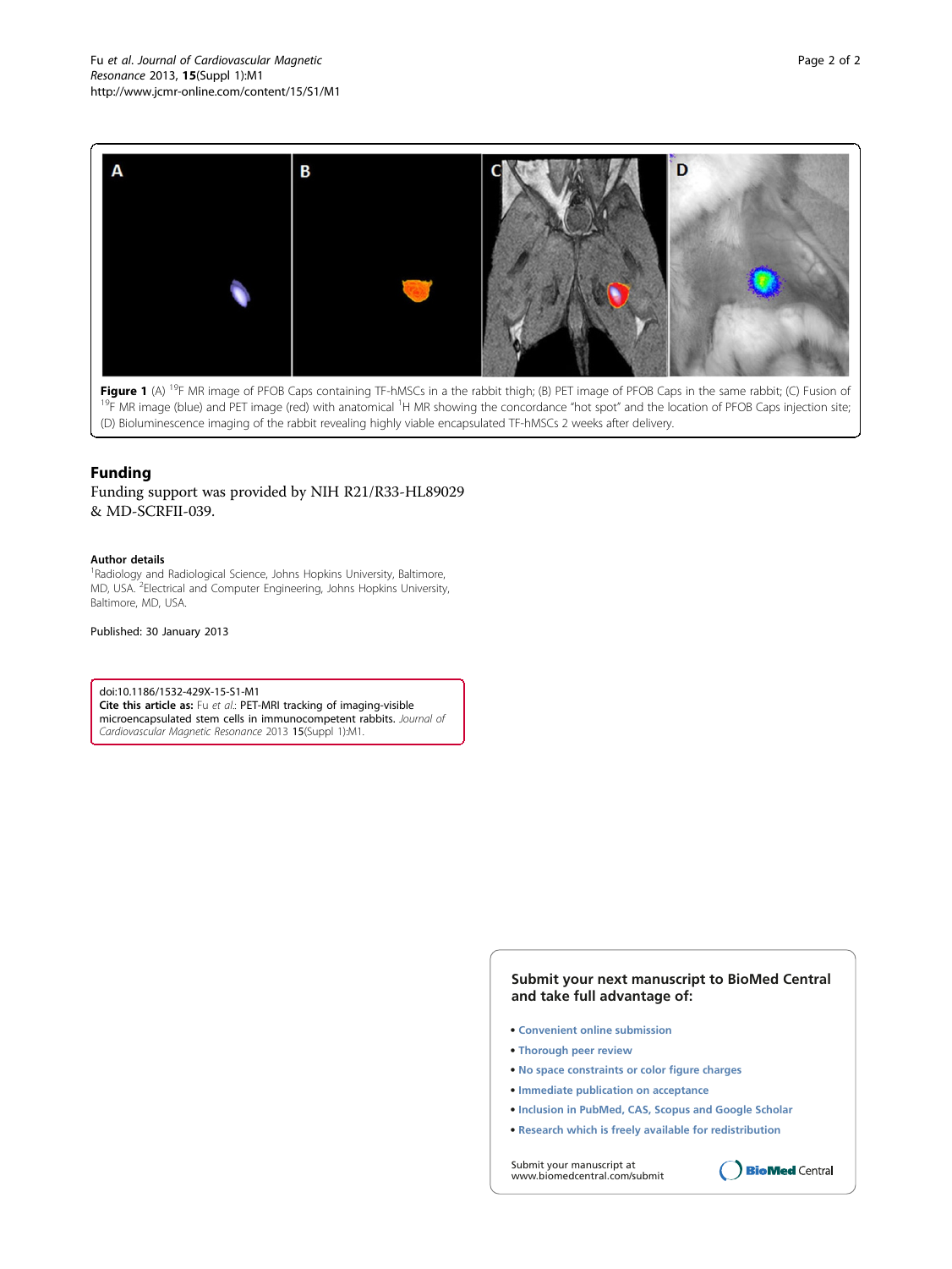**Figure 1** (A) $^{19}$F MR image of PFOB Caps containing TF-hMSCs in a the rabbit thigh; (B) PET image of PFOB Caps in the same rabbit; (C) Fusion of $^{19}$F MR image (blue) and PET image (red) with anatomical $^{1}$H MR showing the concordance "hot spot" and the location of PFOB Caps injection site; (D) Bioluminescence imaging of the rabbit revealing highly viable encapsulated TF-hMSCs 2 weeks after delivery.

## Funding

Funding support was provided by NIH R21/R33-HL89029 & MD-SCRFII-039.

### Author details

[1]Radiology and Radiological Science, Johns Hopkins University, Baltimore, MD, USA. [2]Electrical and Computer Engineering, Johns Hopkins University, Baltimore, MD, USA.

Published: 30 January 2013

doi:10.1186/1532-429X-15-S1-M1
**Cite this article as:** Fu *et al.*: PET-MRI tracking of imaging-visible microencapsulated stem cells in immunocompetent rabbits. *Journal of Cardiovascular Magnetic Resonance* 2013 **15**(Suppl 1):M1.

**Submit your next manuscript to BioMed Central and take full advantage of:**

- Convenient online submission
- Thorough peer review
- No space constraints or color figure charges
- Immediate publication on acceptance
- Inclusion in PubMed, CAS, Scopus and Google Scholar
- Research which is freely available for redistribution

Submit your manuscript at www.biomedcentral.com/submit

BioMed Central